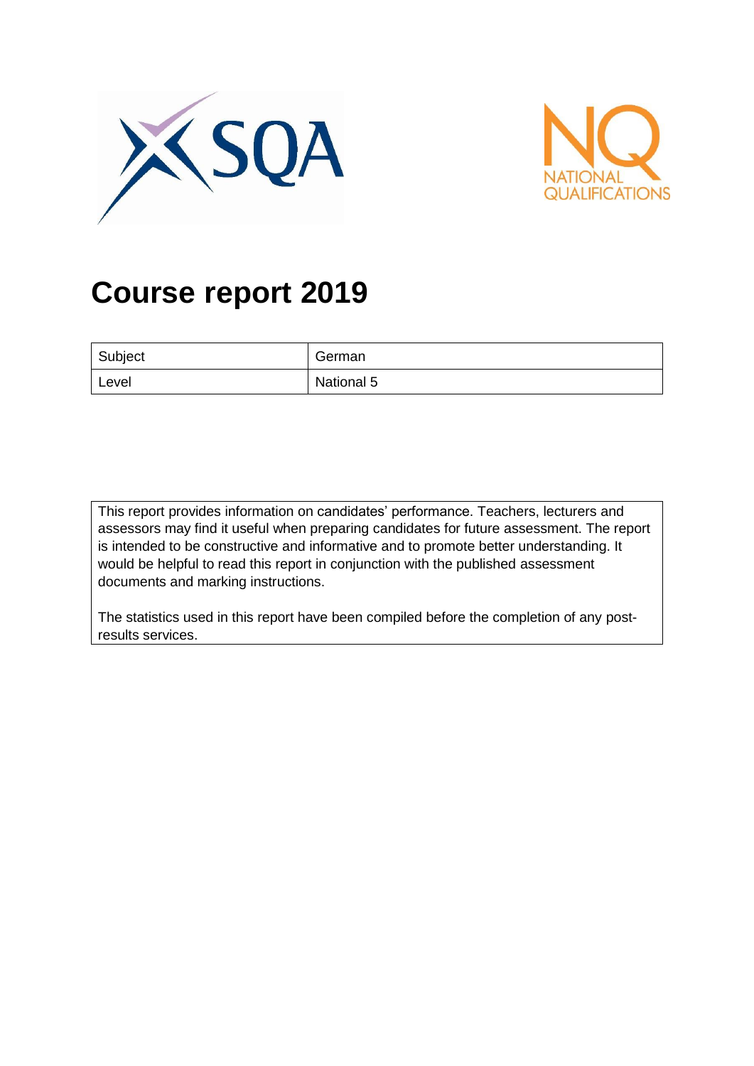# Course report 2019

| Subject | German |
|---|---|
| Level | National 5 |

This report provides information on candidates' performance. Teachers, lecturers and assessors may find it useful when preparing candidates for future assessment. The report is intended to be constructive and informative and to promote better understanding. It would be helpful to read this report in conjunction with the published assessment documents and marking instructions.

The statistics used in this report have been compiled before the completion of any post-results services.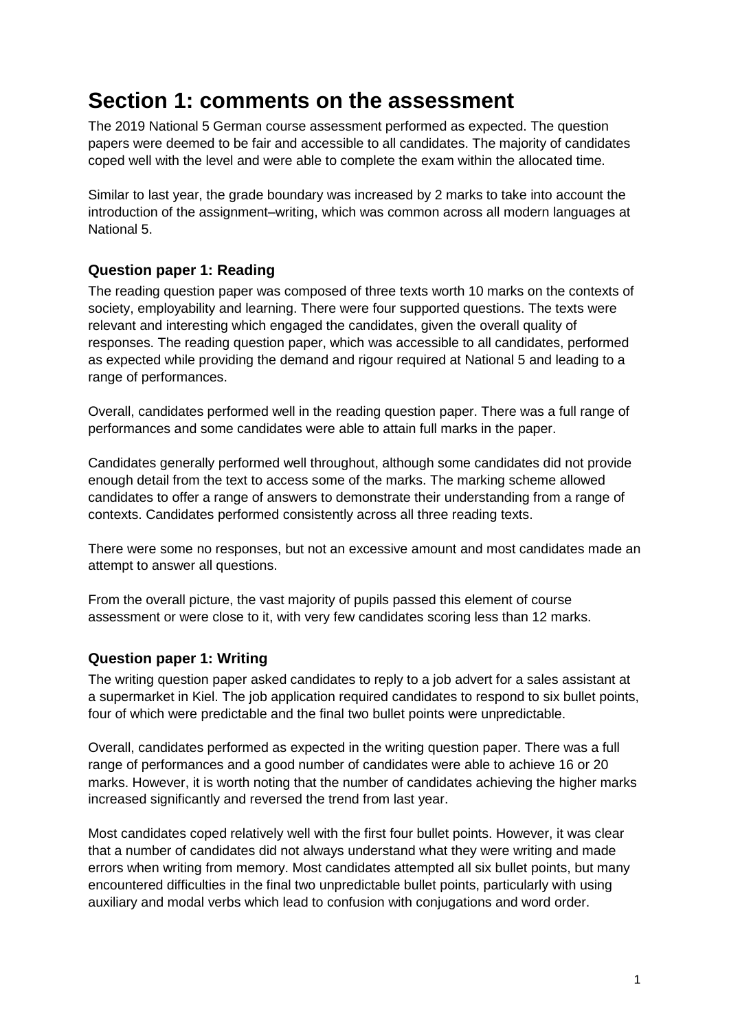# Section 1: comments on the assessment

The 2019 National 5 German course assessment performed as expected. The question papers were deemed to be fair and accessible to all candidates. The majority of candidates coped well with the level and were able to complete the exam within the allocated time.

Similar to last year, the grade boundary was increased by 2 marks to take into account the introduction of the assignment–writing, which was common across all modern languages at National 5.

### Question paper 1: Reading

The reading question paper was composed of three texts worth 10 marks on the contexts of society, employability and learning. There were four supported questions. The texts were relevant and interesting which engaged the candidates, given the overall quality of responses. The reading question paper, which was accessible to all candidates, performed as expected while providing the demand and rigour required at National 5 and leading to a range of performances.

Overall, candidates performed well in the reading question paper. There was a full range of performances and some candidates were able to attain full marks in the paper.

Candidates generally performed well throughout, although some candidates did not provide enough detail from the text to access some of the marks. The marking scheme allowed candidates to offer a range of answers to demonstrate their understanding from a range of contexts. Candidates performed consistently across all three reading texts.

There were some no responses, but not an excessive amount and most candidates made an attempt to answer all questions.

From the overall picture, the vast majority of pupils passed this element of course assessment or were close to it, with very few candidates scoring less than 12 marks.

### Question paper 1: Writing

The writing question paper asked candidates to reply to a job advert for a sales assistant at a supermarket in Kiel. The job application required candidates to respond to six bullet points, four of which were predictable and the final two bullet points were unpredictable.

Overall, candidates performed as expected in the writing question paper. There was a full range of performances and a good number of candidates were able to achieve 16 or 20 marks. However, it is worth noting that the number of candidates achieving the higher marks increased significantly and reversed the trend from last year.

Most candidates coped relatively well with the first four bullet points. However, it was clear that a number of candidates did not always understand what they were writing and made errors when writing from memory. Most candidates attempted all six bullet points, but many encountered difficulties in the final two unpredictable bullet points, particularly with using auxiliary and modal verbs which lead to confusion with conjugations and word order.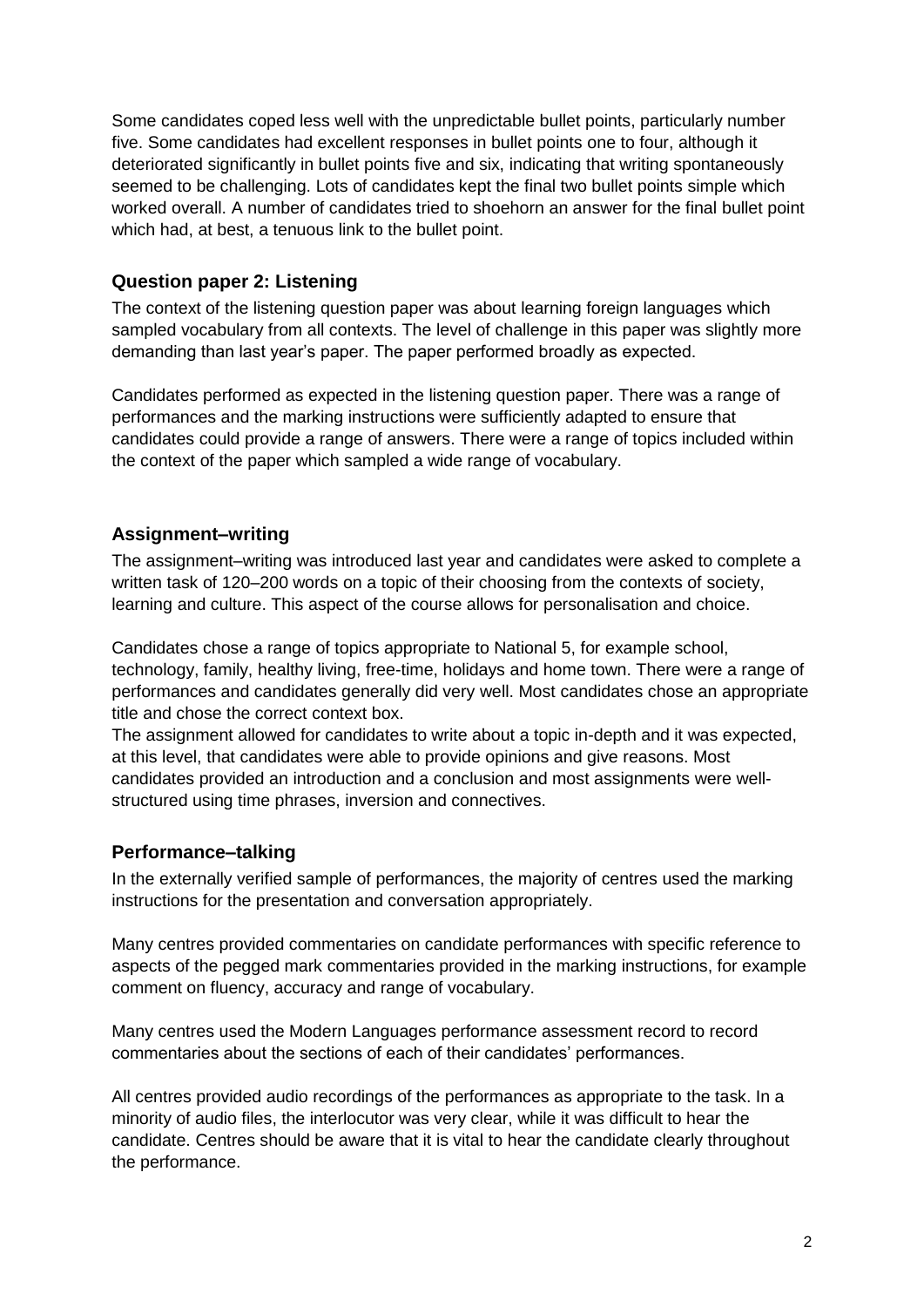Some candidates coped less well with the unpredictable bullet points, particularly number five. Some candidates had excellent responses in bullet points one to four, although it deteriorated significantly in bullet points five and six, indicating that writing spontaneously seemed to be challenging. Lots of candidates kept the final two bullet points simple which worked overall. A number of candidates tried to shoehorn an answer for the final bullet point which had, at best, a tenuous link to the bullet point.

### Question paper 2: Listening

The context of the listening question paper was about learning foreign languages which sampled vocabulary from all contexts. The level of challenge in this paper was slightly more demanding than last year's paper. The paper performed broadly as expected.

Candidates performed as expected in the listening question paper. There was a range of performances and the marking instructions were sufficiently adapted to ensure that candidates could provide a range of answers. There were a range of topics included within the context of the paper which sampled a wide range of vocabulary.

### Assignment–writing

The assignment–writing was introduced last year and candidates were asked to complete a written task of 120–200 words on a topic of their choosing from the contexts of society, learning and culture. This aspect of the course allows for personalisation and choice.

Candidates chose a range of topics appropriate to National 5, for example school, technology, family, healthy living, free-time, holidays and home town. There were a range of performances and candidates generally did very well. Most candidates chose an appropriate title and chose the correct context box.

The assignment allowed for candidates to write about a topic in-depth and it was expected, at this level, that candidates were able to provide opinions and give reasons. Most candidates provided an introduction and a conclusion and most assignments were well-structured using time phrases, inversion and connectives.

### Performance–talking

In the externally verified sample of performances, the majority of centres used the marking instructions for the presentation and conversation appropriately.

Many centres provided commentaries on candidate performances with specific reference to aspects of the pegged mark commentaries provided in the marking instructions, for example comment on fluency, accuracy and range of vocabulary.

Many centres used the Modern Languages performance assessment record to record commentaries about the sections of each of their candidates' performances.

All centres provided audio recordings of the performances as appropriate to the task. In a minority of audio files, the interlocutor was very clear, while it was difficult to hear the candidate. Centres should be aware that it is vital to hear the candidate clearly throughout the performance.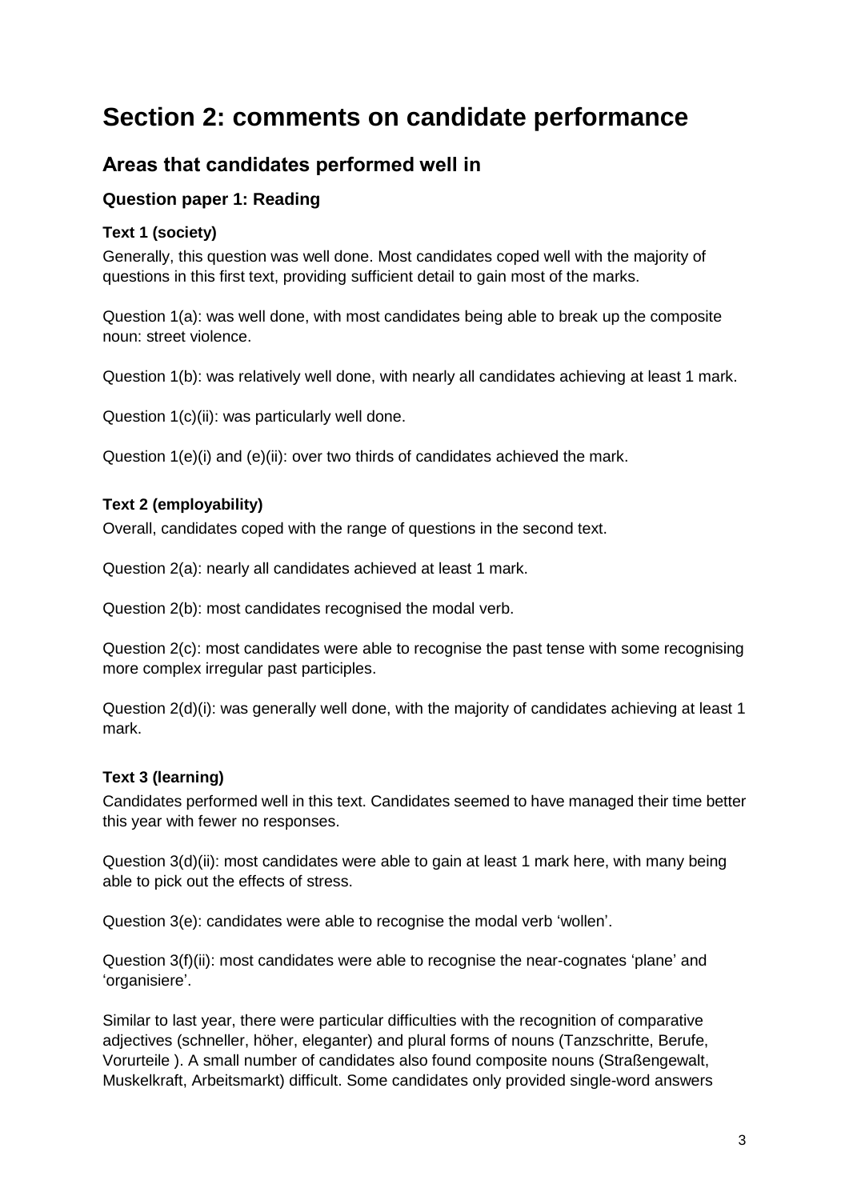# Section 2: comments on candidate performance

## Areas that candidates performed well in

### Question paper 1: Reading

#### Text 1 (society)

Generally, this question was well done. Most candidates coped well with the majority of questions in this first text, providing sufficient detail to gain most of the marks.

Question 1(a): was well done, with most candidates being able to break up the composite noun: street violence.

Question 1(b): was relatively well done, with nearly all candidates achieving at least 1 mark.

Question 1(c)(ii): was particularly well done.

Question 1(e)(i) and (e)(ii): over two thirds of candidates achieved the mark.

#### Text 2 (employability)

Overall, candidates coped with the range of questions in the second text.

Question 2(a): nearly all candidates achieved at least 1 mark.

Question 2(b): most candidates recognised the modal verb.

Question 2(c): most candidates were able to recognise the past tense with some recognising more complex irregular past participles.

Question 2(d)(i): was generally well done, with the majority of candidates achieving at least 1 mark.

#### Text 3 (learning)

Candidates performed well in this text. Candidates seemed to have managed their time better this year with fewer no responses.

Question 3(d)(ii): most candidates were able to gain at least 1 mark here, with many being able to pick out the effects of stress.

Question 3(e): candidates were able to recognise the modal verb 'wollen'.

Question 3(f)(ii): most candidates were able to recognise the near-cognates 'plane' and 'organisiere'.

Similar to last year, there were particular difficulties with the recognition of comparative adjectives (schneller, höher, eleganter) and plural forms of nouns (Tanzschritte, Berufe, Vorurteile ). A small number of candidates also found composite nouns (Straßengewalt, Muskelkraft, Arbeitsmarkt) difficult. Some candidates only provided single-word answers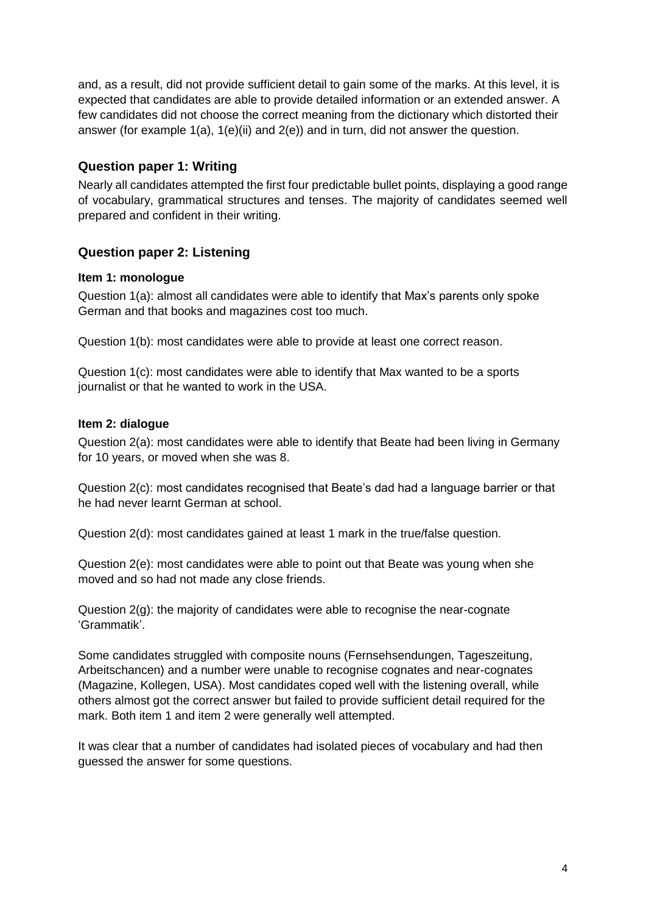and, as a result, did not provide sufficient detail to gain some of the marks. At this level, it is expected that candidates are able to provide detailed information or an extended answer. A few candidates did not choose the correct meaning from the dictionary which distorted their answer (for example 1(a), 1(e)(ii) and 2(e)) and in turn, did not answer the question.

## Question paper 1: Writing

Nearly all candidates attempted the first four predictable bullet points, displaying a good range of vocabulary, grammatical structures and tenses. The majority of candidates seemed well prepared and confident in their writing.

## Question paper 2: Listening

### Item 1: monologue

Question 1(a): almost all candidates were able to identify that Max's parents only spoke German and that books and magazines cost too much.

Question 1(b): most candidates were able to provide at least one correct reason.

Question 1(c): most candidates were able to identify that Max wanted to be a sports journalist or that he wanted to work in the USA.

### Item 2: dialogue

Question 2(a): most candidates were able to identify that Beate had been living in Germany for 10 years, or moved when she was 8.

Question 2(c): most candidates recognised that Beate's dad had a language barrier or that he had never learnt German at school.

Question 2(d): most candidates gained at least 1 mark in the true/false question.

Question 2(e): most candidates were able to point out that Beate was young when she moved and so had not made any close friends.

Question 2(g): the majority of candidates were able to recognise the near-cognate 'Grammatik'.

Some candidates struggled with composite nouns (Fernsehsendungen, Tageszeitung, Arbeitschancen) and a number were unable to recognise cognates and near-cognates (Magazine, Kollegen, USA). Most candidates coped well with the listening overall, while others almost got the correct answer but failed to provide sufficient detail required for the mark. Both item 1 and item 2 were generally well attempted.

It was clear that a number of candidates had isolated pieces of vocabulary and had then guessed the answer for some questions.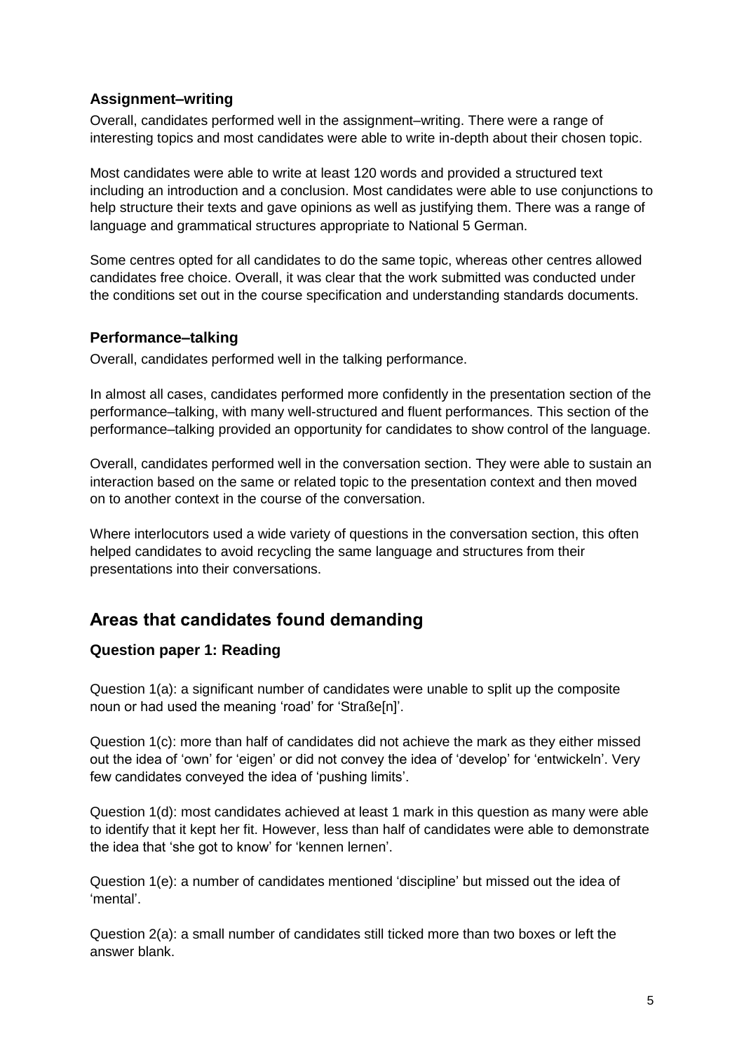### Assignment–writing

Overall, candidates performed well in the assignment–writing. There were a range of interesting topics and most candidates were able to write in-depth about their chosen topic.

Most candidates were able to write at least 120 words and provided a structured text including an introduction and a conclusion. Most candidates were able to use conjunctions to help structure their texts and gave opinions as well as justifying them. There was a range of language and grammatical structures appropriate to National 5 German.

Some centres opted for all candidates to do the same topic, whereas other centres allowed candidates free choice. Overall, it was clear that the work submitted was conducted under the conditions set out in the course specification and understanding standards documents.

### Performance–talking

Overall, candidates performed well in the talking performance.

In almost all cases, candidates performed more confidently in the presentation section of the performance–talking, with many well-structured and fluent performances. This section of the performance–talking provided an opportunity for candidates to show control of the language.

Overall, candidates performed well in the conversation section. They were able to sustain an interaction based on the same or related topic to the presentation context and then moved on to another context in the course of the conversation.

Where interlocutors used a wide variety of questions in the conversation section, this often helped candidates to avoid recycling the same language and structures from their presentations into their conversations.

## Areas that candidates found demanding

### Question paper 1: Reading

Question 1(a): a significant number of candidates were unable to split up the composite noun or had used the meaning 'road' for 'Straße[n]'.

Question 1(c): more than half of candidates did not achieve the mark as they either missed out the idea of 'own' for 'eigen' or did not convey the idea of 'develop' for 'entwickeln'. Very few candidates conveyed the idea of 'pushing limits'.

Question 1(d): most candidates achieved at least 1 mark in this question as many were able to identify that it kept her fit. However, less than half of candidates were able to demonstrate the idea that 'she got to know' for 'kennen lernen'.

Question 1(e): a number of candidates mentioned 'discipline' but missed out the idea of 'mental'.

Question 2(a): a small number of candidates still ticked more than two boxes or left the answer blank.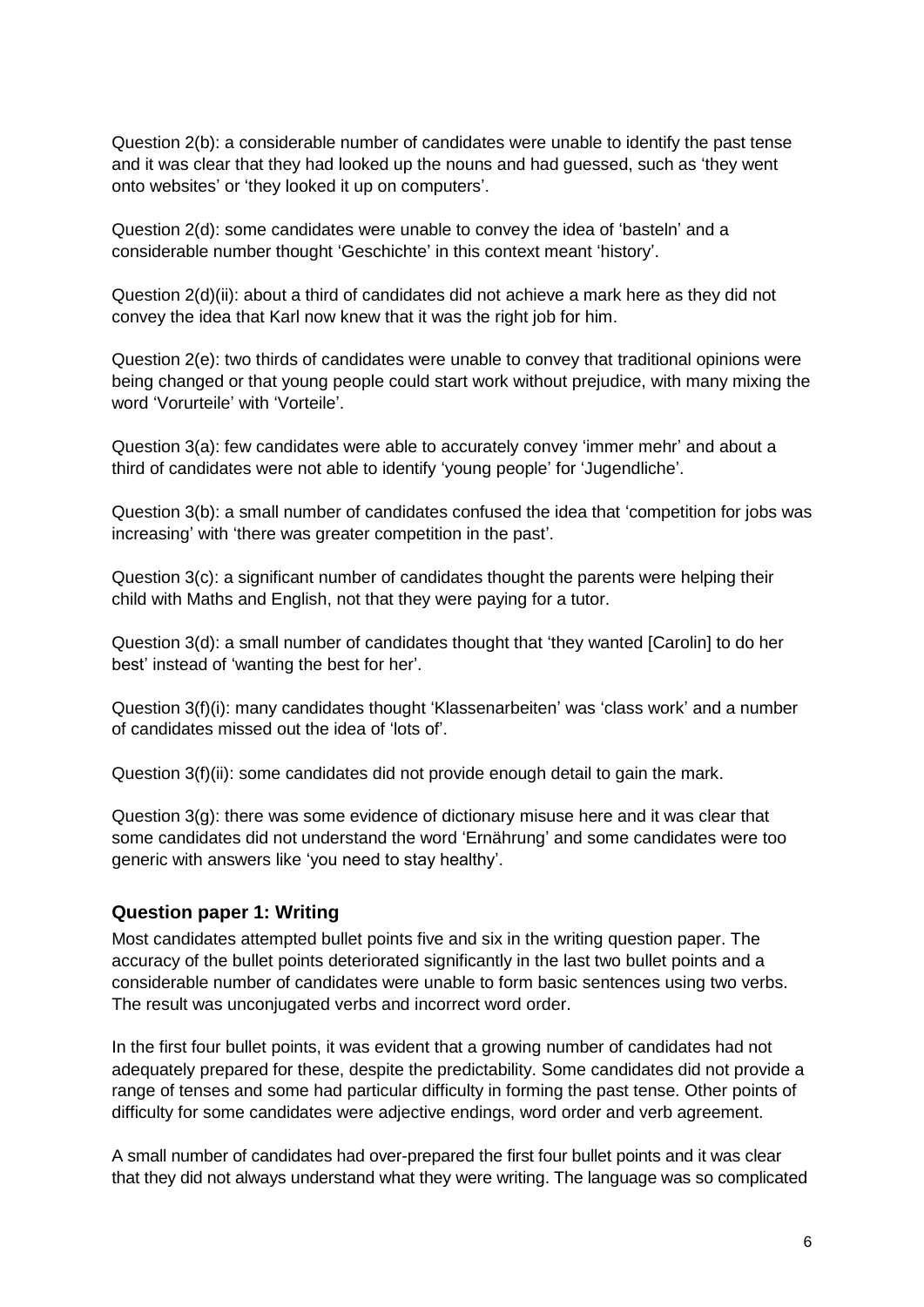Question 2(b): a considerable number of candidates were unable to identify the past tense and it was clear that they had looked up the nouns and had guessed, such as 'they went onto websites' or 'they looked it up on computers'.

Question 2(d): some candidates were unable to convey the idea of 'basteln' and a considerable number thought 'Geschichte' in this context meant 'history'.

Question 2(d)(ii): about a third of candidates did not achieve a mark here as they did not convey the idea that Karl now knew that it was the right job for him.

Question 2(e): two thirds of candidates were unable to convey that traditional opinions were being changed or that young people could start work without prejudice, with many mixing the word 'Vorurteile' with 'Vorteile'.

Question 3(a): few candidates were able to accurately convey 'immer mehr' and about a third of candidates were not able to identify 'young people' for 'Jugendliche'.

Question 3(b): a small number of candidates confused the idea that 'competition for jobs was increasing' with 'there was greater competition in the past'.

Question 3(c): a significant number of candidates thought the parents were helping their child with Maths and English, not that they were paying for a tutor.

Question 3(d): a small number of candidates thought that 'they wanted [Carolin] to do her best' instead of 'wanting the best for her'.

Question 3(f)(i): many candidates thought 'Klassenarbeiten' was 'class work' and a number of candidates missed out the idea of 'lots of'.

Question 3(f)(ii): some candidates did not provide enough detail to gain the mark.

Question 3(g): there was some evidence of dictionary misuse here and it was clear that some candidates did not understand the word 'Ernährung' and some candidates were too generic with answers like 'you need to stay healthy'.

### Question paper 1: Writing

Most candidates attempted bullet points five and six in the writing question paper. The accuracy of the bullet points deteriorated significantly in the last two bullet points and a considerable number of candidates were unable to form basic sentences using two verbs. The result was unconjugated verbs and incorrect word order.

In the first four bullet points, it was evident that a growing number of candidates had not adequately prepared for these, despite the predictability. Some candidates did not provide a range of tenses and some had particular difficulty in forming the past tense. Other points of difficulty for some candidates were adjective endings, word order and verb agreement.

A small number of candidates had over-prepared the first four bullet points and it was clear that they did not always understand what they were writing. The language was so complicated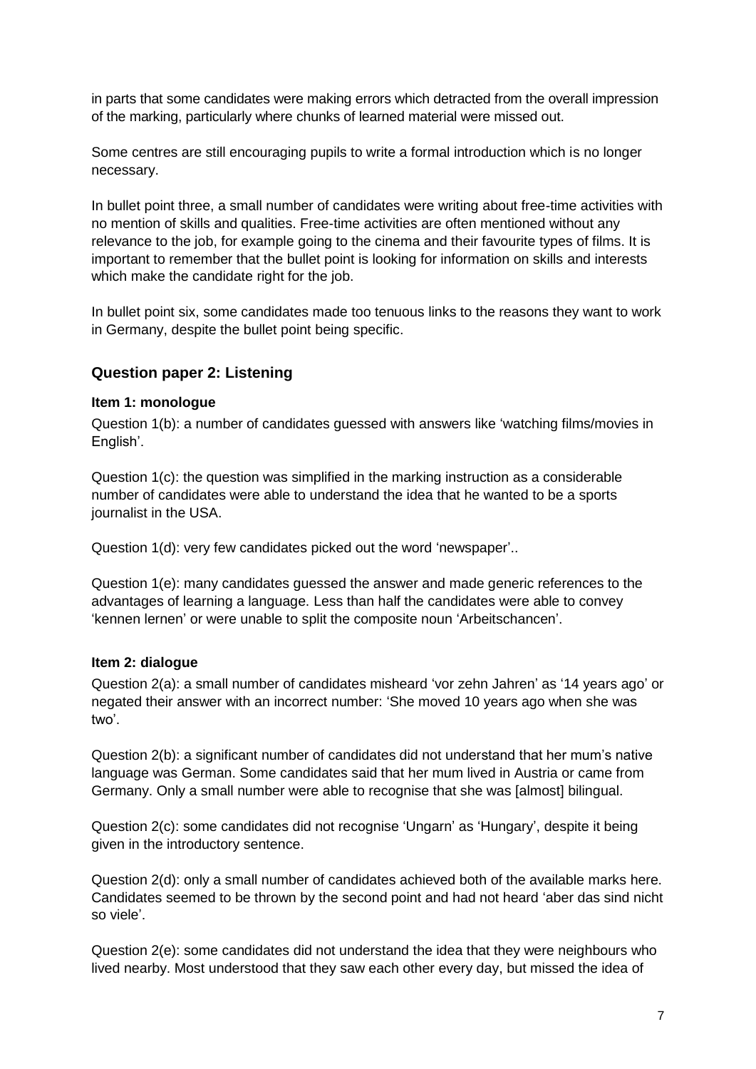in parts that some candidates were making errors which detracted from the overall impression of the marking, particularly where chunks of learned material were missed out.

Some centres are still encouraging pupils to write a formal introduction which is no longer necessary.

In bullet point three, a small number of candidates were writing about free-time activities with no mention of skills and qualities. Free-time activities are often mentioned without any relevance to the job, for example going to the cinema and their favourite types of films. It is important to remember that the bullet point is looking for information on skills and interests which make the candidate right for the job.

In bullet point six, some candidates made too tenuous links to the reasons they want to work in Germany, despite the bullet point being specific.

## Question paper 2: Listening

### Item 1: monologue

Question 1(b): a number of candidates guessed with answers like 'watching films/movies in English'.

Question 1(c): the question was simplified in the marking instruction as a considerable number of candidates were able to understand the idea that he wanted to be a sports journalist in the USA.

Question 1(d): very few candidates picked out the word 'newspaper'..

Question 1(e): many candidates guessed the answer and made generic references to the advantages of learning a language. Less than half the candidates were able to convey 'kennen lernen' or were unable to split the composite noun 'Arbeitschancen'.

### Item 2: dialogue

Question 2(a): a small number of candidates misheard 'vor zehn Jahren' as '14 years ago' or negated their answer with an incorrect number: 'She moved 10 years ago when she was two'.

Question 2(b): a significant number of candidates did not understand that her mum's native language was German. Some candidates said that her mum lived in Austria or came from Germany. Only a small number were able to recognise that she was [almost] bilingual.

Question 2(c): some candidates did not recognise 'Ungarn' as 'Hungary', despite it being given in the introductory sentence.

Question 2(d): only a small number of candidates achieved both of the available marks here. Candidates seemed to be thrown by the second point and had not heard 'aber das sind nicht so viele'.

Question 2(e): some candidates did not understand the idea that they were neighbours who lived nearby. Most understood that they saw each other every day, but missed the idea of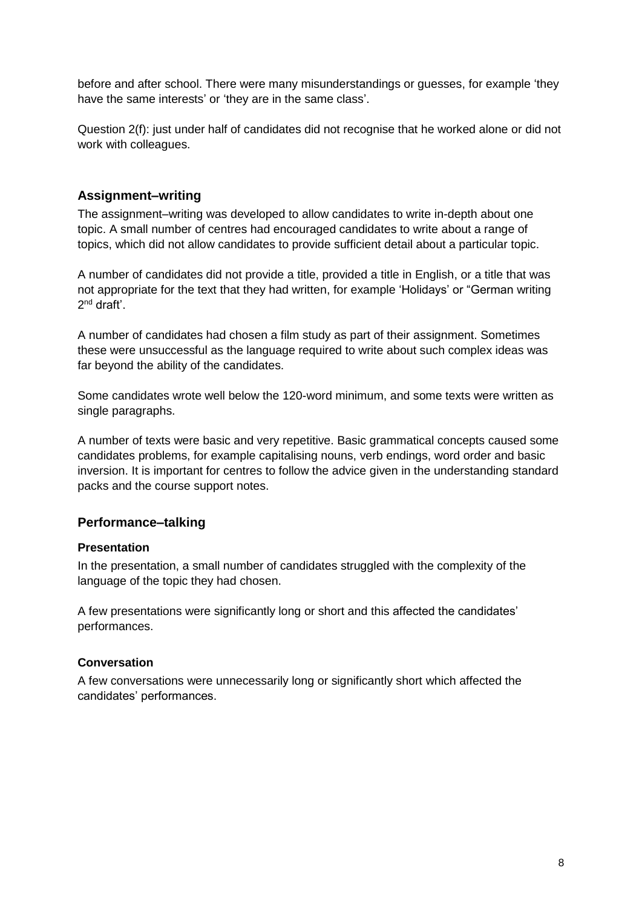before and after school. There were many misunderstandings or guesses, for example 'they have the same interests' or 'they are in the same class'.

Question 2(f): just under half of candidates did not recognise that he worked alone or did not work with colleagues.

## Assignment–writing

The assignment–writing was developed to allow candidates to write in-depth about one topic. A small number of centres had encouraged candidates to write about a range of topics, which did not allow candidates to provide sufficient detail about a particular topic.

A number of candidates did not provide a title, provided a title in English, or a title that was not appropriate for the text that they had written, for example 'Holidays' or "German writing 2nd draft'.

A number of candidates had chosen a film study as part of their assignment. Sometimes these were unsuccessful as the language required to write about such complex ideas was far beyond the ability of the candidates.

Some candidates wrote well below the 120-word minimum, and some texts were written as single paragraphs.

A number of texts were basic and very repetitive. Basic grammatical concepts caused some candidates problems, for example capitalising nouns, verb endings, word order and basic inversion. It is important for centres to follow the advice given in the understanding standard packs and the course support notes.

## Performance–talking

### Presentation

In the presentation, a small number of candidates struggled with the complexity of the language of the topic they had chosen.

A few presentations were significantly long or short and this affected the candidates' performances.

### Conversation

A few conversations were unnecessarily long or significantly short which affected the candidates' performances.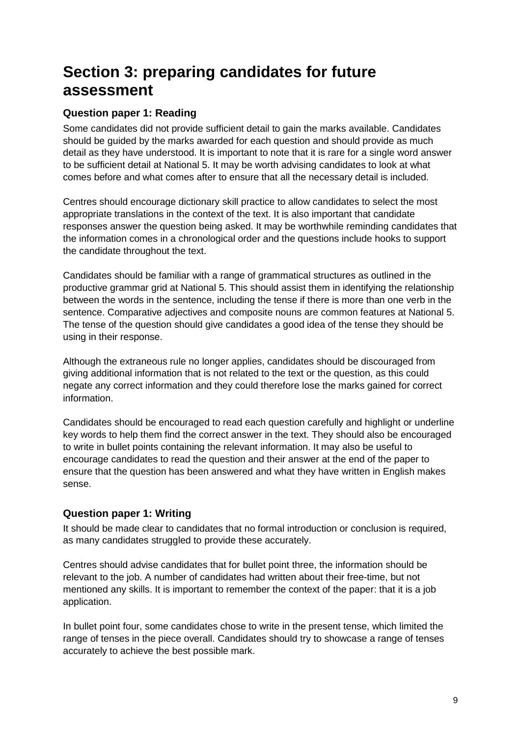# Section 3: preparing candidates for future assessment

### Question paper 1: Reading

Some candidates did not provide sufficient detail to gain the marks available. Candidates should be guided by the marks awarded for each question and should provide as much detail as they have understood. It is important to note that it is rare for a single word answer to be sufficient detail at National 5. It may be worth advising candidates to look at what comes before and what comes after to ensure that all the necessary detail is included.

Centres should encourage dictionary skill practice to allow candidates to select the most appropriate translations in the context of the text. It is also important that candidate responses answer the question being asked. It may be worthwhile reminding candidates that the information comes in a chronological order and the questions include hooks to support the candidate throughout the text.

Candidates should be familiar with a range of grammatical structures as outlined in the productive grammar grid at National 5. This should assist them in identifying the relationship between the words in the sentence, including the tense if there is more than one verb in the sentence. Comparative adjectives and composite nouns are common features at National 5. The tense of the question should give candidates a good idea of the tense they should be using in their response.

Although the extraneous rule no longer applies, candidates should be discouraged from giving additional information that is not related to the text or the question, as this could negate any correct information and they could therefore lose the marks gained for correct information.

Candidates should be encouraged to read each question carefully and highlight or underline key words to help them find the correct answer in the text. They should also be encouraged to write in bullet points containing the relevant information. It may also be useful to encourage candidates to read the question and their answer at the end of the paper to ensure that the question has been answered and what they have written in English makes sense.

### Question paper 1: Writing

It should be made clear to candidates that no formal introduction or conclusion is required, as many candidates struggled to provide these accurately.

Centres should advise candidates that for bullet point three, the information should be relevant to the job. A number of candidates had written about their free-time, but not mentioned any skills. It is important to remember the context of the paper: that it is a job application.

In bullet point four, some candidates chose to write in the present tense, which limited the range of tenses in the piece overall. Candidates should try to showcase a range of tenses accurately to achieve the best possible mark.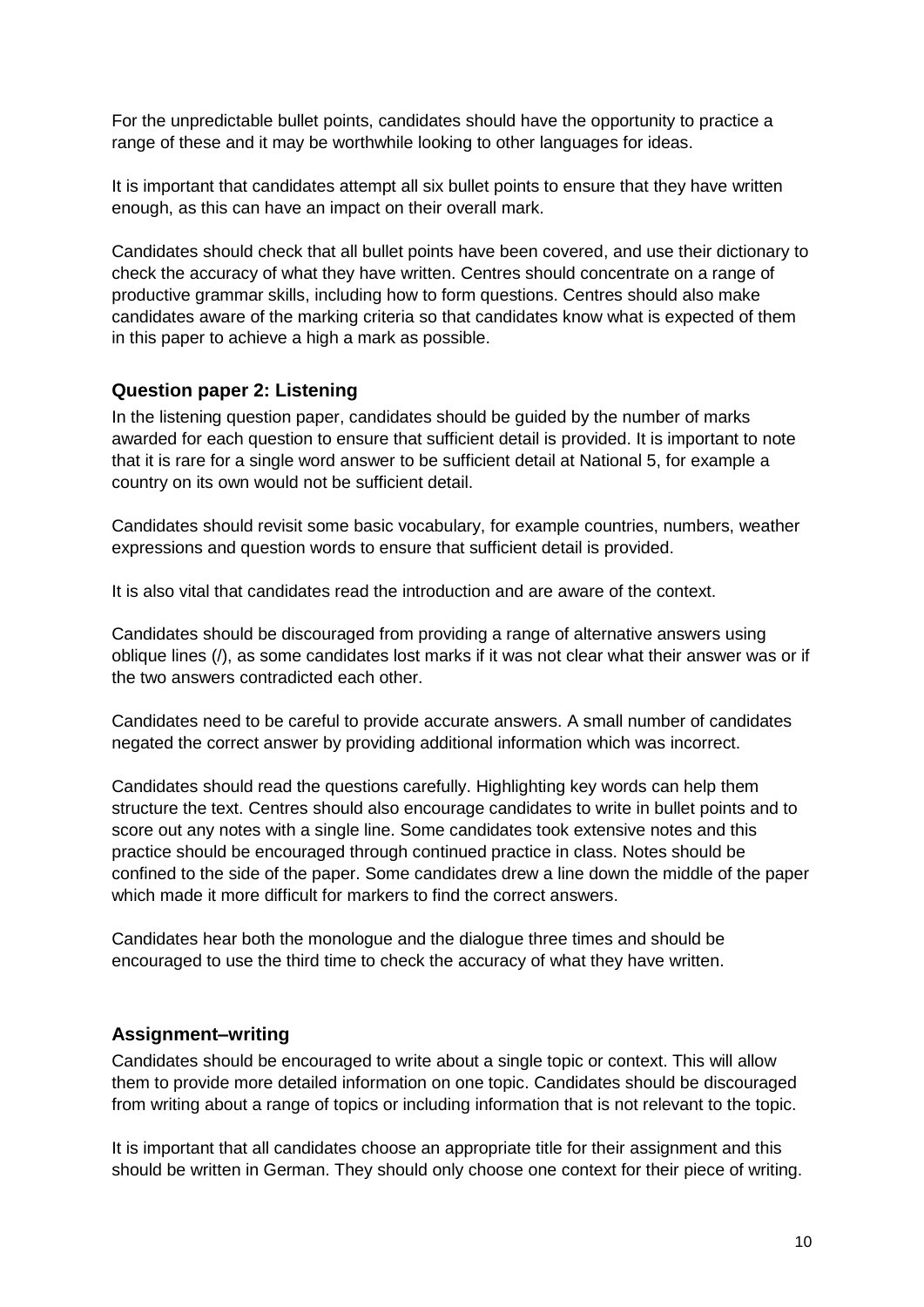For the unpredictable bullet points, candidates should have the opportunity to practice a range of these and it may be worthwhile looking to other languages for ideas.

It is important that candidates attempt all six bullet points to ensure that they have written enough, as this can have an impact on their overall mark.

Candidates should check that all bullet points have been covered, and use their dictionary to check the accuracy of what they have written. Centres should concentrate on a range of productive grammar skills, including how to form questions. Centres should also make candidates aware of the marking criteria so that candidates know what is expected of them in this paper to achieve a high a mark as possible.

### Question paper 2: Listening

In the listening question paper, candidates should be guided by the number of marks awarded for each question to ensure that sufficient detail is provided. It is important to note that it is rare for a single word answer to be sufficient detail at National 5, for example a country on its own would not be sufficient detail.

Candidates should revisit some basic vocabulary, for example countries, numbers, weather expressions and question words to ensure that sufficient detail is provided.

It is also vital that candidates read the introduction and are aware of the context.

Candidates should be discouraged from providing a range of alternative answers using oblique lines (/), as some candidates lost marks if it was not clear what their answer was or if the two answers contradicted each other.

Candidates need to be careful to provide accurate answers. A small number of candidates negated the correct answer by providing additional information which was incorrect.

Candidates should read the questions carefully. Highlighting key words can help them structure the text. Centres should also encourage candidates to write in bullet points and to score out any notes with a single line. Some candidates took extensive notes and this practice should be encouraged through continued practice in class. Notes should be confined to the side of the paper. Some candidates drew a line down the middle of the paper which made it more difficult for markers to find the correct answers.

Candidates hear both the monologue and the dialogue three times and should be encouraged to use the third time to check the accuracy of what they have written.

### Assignment–writing

Candidates should be encouraged to write about a single topic or context. This will allow them to provide more detailed information on one topic. Candidates should be discouraged from writing about a range of topics or including information that is not relevant to the topic.

It is important that all candidates choose an appropriate title for their assignment and this should be written in German. They should only choose one context for their piece of writing.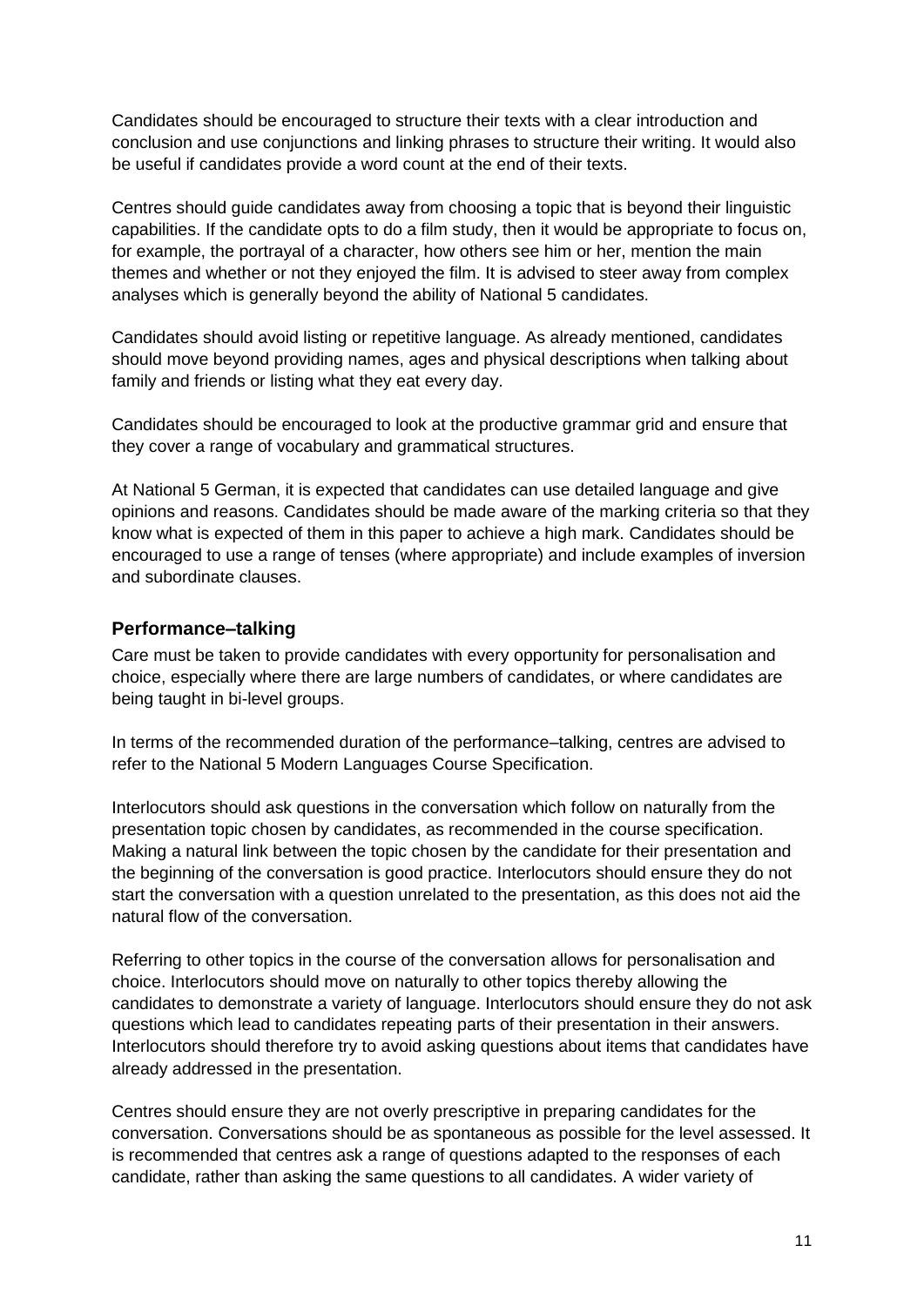Candidates should be encouraged to structure their texts with a clear introduction and conclusion and use conjunctions and linking phrases to structure their writing. It would also be useful if candidates provide a word count at the end of their texts.

Centres should guide candidates away from choosing a topic that is beyond their linguistic capabilities. If the candidate opts to do a film study, then it would be appropriate to focus on, for example, the portrayal of a character, how others see him or her, mention the main themes and whether or not they enjoyed the film. It is advised to steer away from complex analyses which is generally beyond the ability of National 5 candidates.

Candidates should avoid listing or repetitive language. As already mentioned, candidates should move beyond providing names, ages and physical descriptions when talking about family and friends or listing what they eat every day.

Candidates should be encouraged to look at the productive grammar grid and ensure that they cover a range of vocabulary and grammatical structures.

At National 5 German, it is expected that candidates can use detailed language and give opinions and reasons. Candidates should be made aware of the marking criteria so that they know what is expected of them in this paper to achieve a high mark. Candidates should be encouraged to use a range of tenses (where appropriate) and include examples of inversion and subordinate clauses.

### Performance–talking

Care must be taken to provide candidates with every opportunity for personalisation and choice, especially where there are large numbers of candidates, or where candidates are being taught in bi-level groups.

In terms of the recommended duration of the performance–talking, centres are advised to refer to the National 5 Modern Languages Course Specification.

Interlocutors should ask questions in the conversation which follow on naturally from the presentation topic chosen by candidates, as recommended in the course specification. Making a natural link between the topic chosen by the candidate for their presentation and the beginning of the conversation is good practice. Interlocutors should ensure they do not start the conversation with a question unrelated to the presentation, as this does not aid the natural flow of the conversation.

Referring to other topics in the course of the conversation allows for personalisation and choice. Interlocutors should move on naturally to other topics thereby allowing the candidates to demonstrate a variety of language. Interlocutors should ensure they do not ask questions which lead to candidates repeating parts of their presentation in their answers. Interlocutors should therefore try to avoid asking questions about items that candidates have already addressed in the presentation.

Centres should ensure they are not overly prescriptive in preparing candidates for the conversation. Conversations should be as spontaneous as possible for the level assessed. It is recommended that centres ask a range of questions adapted to the responses of each candidate, rather than asking the same questions to all candidates. A wider variety of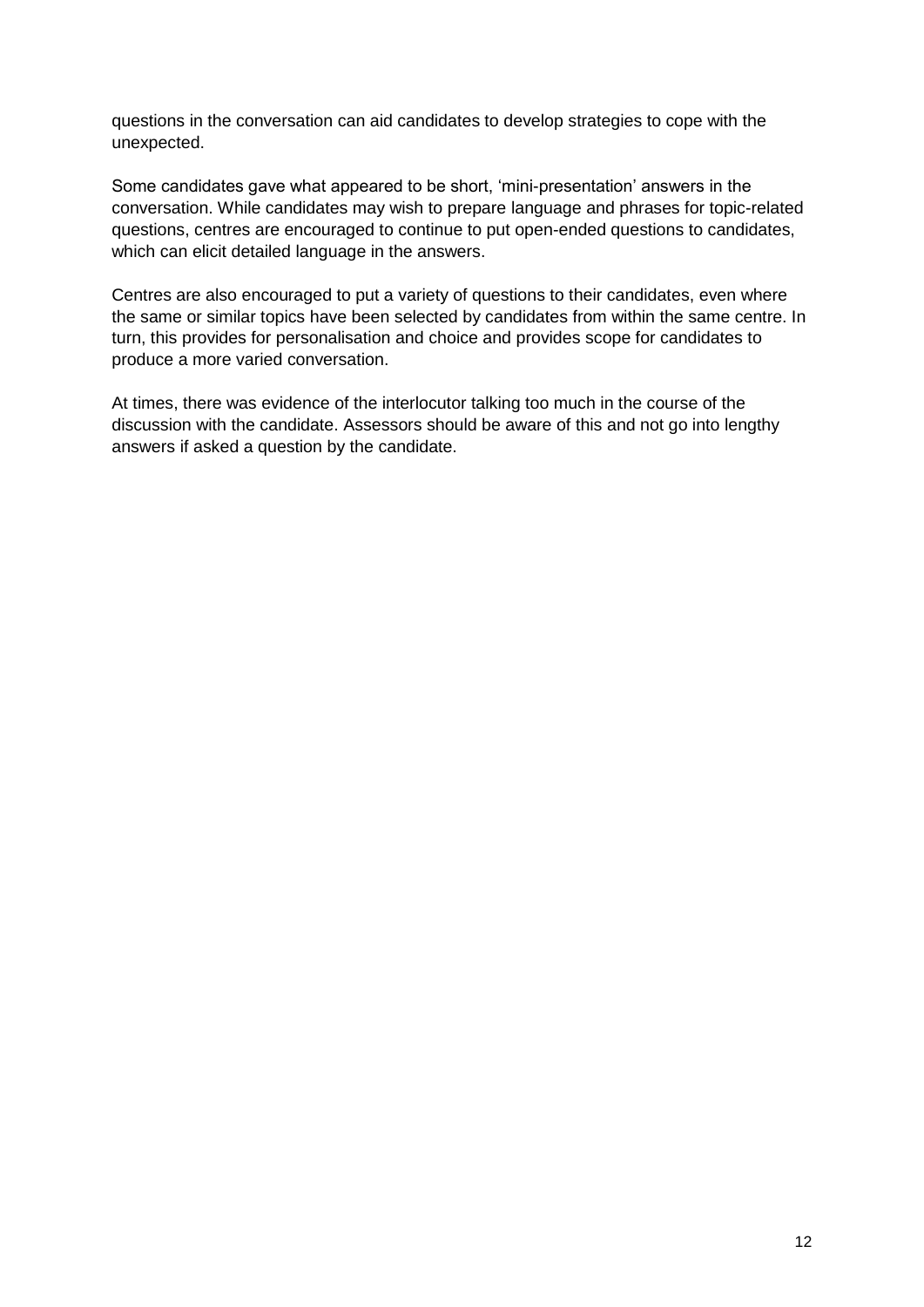questions in the conversation can aid candidates to develop strategies to cope with the unexpected.

Some candidates gave what appeared to be short, ‘mini-presentation’ answers in the conversation. While candidates may wish to prepare language and phrases for topic-related questions, centres are encouraged to continue to put open-ended questions to candidates, which can elicit detailed language in the answers.

Centres are also encouraged to put a variety of questions to their candidates, even where the same or similar topics have been selected by candidates from within the same centre. In turn, this provides for personalisation and choice and provides scope for candidates to produce a more varied conversation.

At times, there was evidence of the interlocutor talking too much in the course of the discussion with the candidate. Assessors should be aware of this and not go into lengthy answers if asked a question by the candidate.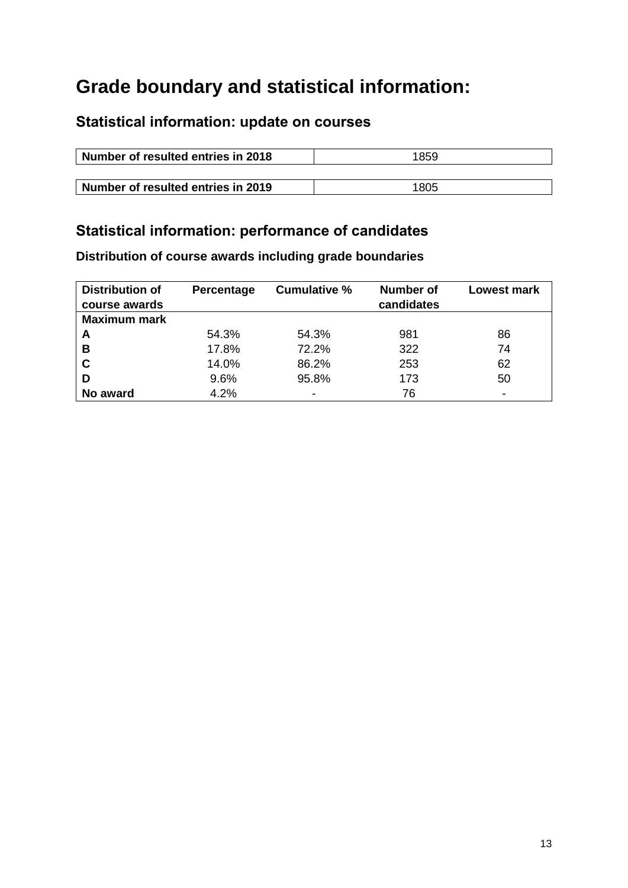# Grade boundary and statistical information:

## Statistical information: update on courses

| Number of resulted entries in 2018 | 1859 |
|---|---|

| Number of resulted entries in 2019 | 1805 |
|---|---|

## Statistical information: performance of candidates

### Distribution of course awards including grade boundaries

| Distribution of course awards | Percentage | Cumulative % | Number of candidates | Lowest mark |
|---|---|---|---|---|
| **Maximum mark** | | | | |
| **A** | 54.3% | 54.3% | 981 | 86 |
| **B** | 17.8% | 72.2% | 322 | 74 |
| **C** | 14.0% | 86.2% | 253 | 62 |
| **D** | 9.6% | 95.8% | 173 | 50 |
| **No award** | 4.2% | - | 76 | - |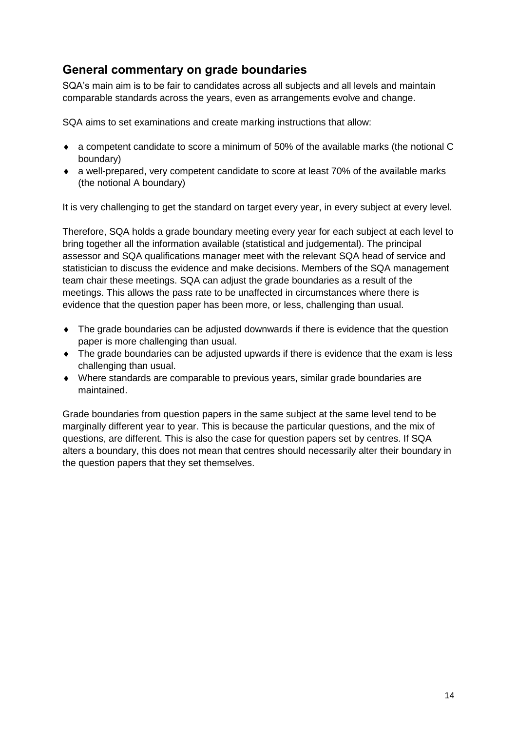## General commentary on grade boundaries

SQA's main aim is to be fair to candidates across all subjects and all levels and maintain comparable standards across the years, even as arrangements evolve and change.

SQA aims to set examinations and create marking instructions that allow:

- a competent candidate to score a minimum of 50% of the available marks (the notional C boundary)
- a well-prepared, very competent candidate to score at least 70% of the available marks (the notional A boundary)

It is very challenging to get the standard on target every year, in every subject at every level.

Therefore, SQA holds a grade boundary meeting every year for each subject at each level to bring together all the information available (statistical and judgemental). The principal assessor and SQA qualifications manager meet with the relevant SQA head of service and statistician to discuss the evidence and make decisions. Members of the SQA management team chair these meetings. SQA can adjust the grade boundaries as a result of the meetings. This allows the pass rate to be unaffected in circumstances where there is evidence that the question paper has been more, or less, challenging than usual.

- The grade boundaries can be adjusted downwards if there is evidence that the question paper is more challenging than usual.
- The grade boundaries can be adjusted upwards if there is evidence that the exam is less challenging than usual.
- Where standards are comparable to previous years, similar grade boundaries are maintained.

Grade boundaries from question papers in the same subject at the same level tend to be marginally different year to year. This is because the particular questions, and the mix of questions, are different. This is also the case for question papers set by centres. If SQA alters a boundary, this does not mean that centres should necessarily alter their boundary in the question papers that they set themselves.